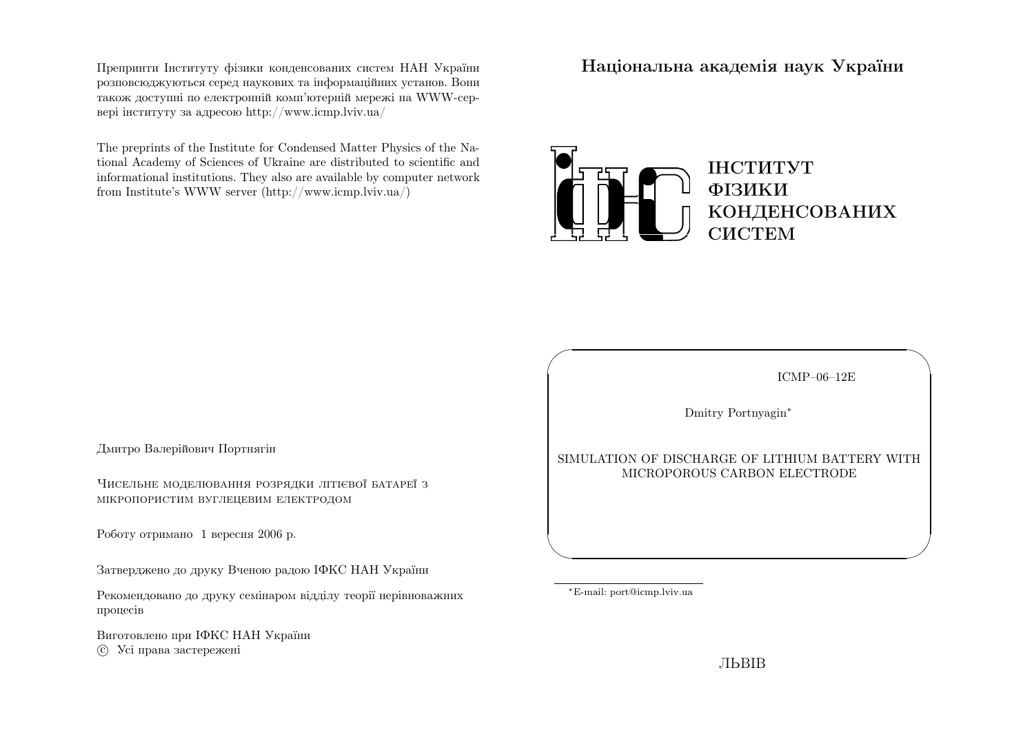Препринти Інституту фізики конденсованих систем НАН України розповсюджуються серед наукових та інформаційних установ. Вони також доступні по електронній комп'ютерній мережі на WWW-сервері інституту за адресою http://www.icmp.lviv.ua/

The preprints of the Institute for Condensed Matter Physics of the National Academy of Sciences of Ukraine are distributed to scientific and informational institutions. They also are available by computer network from Institute's WWW server (http://www.icmp.lviv.ua/)

Дмитро Валерійович Портнягін

Чисельне моделювання розрядки літієвої батареї з мікропористим вуглецевим електродом

Роботу отримано 1 вересня 2006 р.

Затверджено до друку Вченою радою ІФКС НАН України

Рекомендовано до друку семінаром відділу теорії нерівноважних процесів

Виготовлено при ІФКС НАН України
© Усі права застережені

**Національна академія наук України**

**ІНСТИТУТ ФІЗИКИ КОНДЕНСОВАНИХ СИСТЕМ**

ICMP–06–12E

Dmitry Portnyagin*

SIMULATION OF DISCHARGE OF LITHIUM BATTERY WITH MICROPOROUS CARBON ELECTRODE

*E-mail: port@icmp.lviv.ua

ЛЬВІВ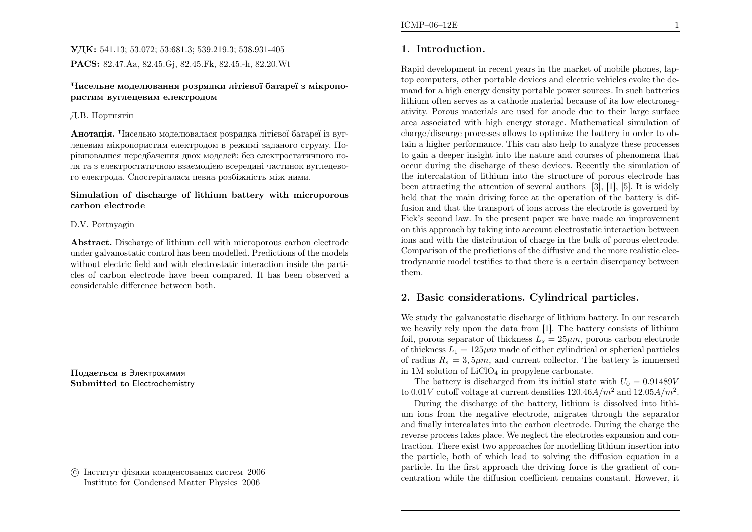**УДК:** 541.13; 53.072; 53:681.3; 539.219.3; 538.931-405

**PACS:** 82.47.Aa, 82.45.Gj, 82.45.Fk, 82.45.-h, 82.20.Wt

**Чисельне моделювання розрядки літієвої батареї з мікропористим вуглецевим електродом**

Д.В. Портнягін

**Анотація.** Чисельно моделювалася розрядка літієвої батареї із вуглецевим мікропористим електродом в режимі заданого струму. Порівнювалися передбачення двох моделей: без електростатичного поля та з електростатичною взаємодією всередині частинок вуглецевого електрода. Спостерігалася певна розбіжність між ними.

**Simulation of discharge of lithium battery with microporous carbon electrode**

D.V. Portnyagin

**Abstract.** Discharge of lithium cell with microporous carbon electrode under galvanostatic control has been modelled. Predictions of the models without electric field and with electrostatic interaction inside the particles of carbon electrode have been compared. It has been observed a considerable difference between both.

**Подається в** Электрохимия
**Submitted to** Electrochemistry

© Інститут фізики конденсованих систем 2006
Institute for Condensed Matter Physics 2006

## 1. Introduction.

Rapid development in recent years in the market of mobile phones, laptop computers, other portable devices and electric vehicles evoke the demand for a high energy density portable power sources. In such batteries lithium often serves as a cathode material because of its low electronegativity. Porous materials are used for anode due to their large surface area associated with high energy storage. Mathematical simulation of charge/discarge processes allows to optimize the battery in order to obtain a higher performance. This can also help to analyze these processes to gain a deeper insight into the nature and courses of phenomena that occur during the discharge of these devices. Recently the simulation of the intercalation of lithium into the structure of porous electrode has been attracting the attention of several authors [3], [1], [5]. It is widely held that the main driving force at the operation of the battery is diffusion and that the transport of ions across the electrode is governed by Fick's second law. In the present paper we have made an improvement on this approach by taking into account electrostatic interaction between ions and with the distribution of charge in the bulk of porous electrode. Comparison of the predictions of the diffusive and the more realistic electrodynamic model testifies to that there is a certain discrepancy between them.

## 2. Basic considerations. Cylindrical particles.

We study the galvanostatic discharge of lithium battery. In our research we heavily rely upon the data from [1]. The battery consists of lithium foil, porous separator of thickness $L_s = 25\mu m$, porous carbon electrode of thickness $L_1 = 125\mu m$ made of either cylindrical or spherical particles of radius $R_s = 3,5\mu m$, and current collector. The battery is immersed in 1M solution of $LiClO_4$ in propylene carbonate.

The battery is discharged from its initial state with $U_0 = 0.91489V$ to $0.01V$ cutoff voltage at current densities $120.46A/m^2$ and $12.05A/m^2$.

During the discharge of the battery, lithium is dissolved into lithium ions from the negative electrode, migrates through the separator and finally intercalates into the carbon electrode. During the charge the reverse process takes place. We neglect the electrodes expansion and contraction. There exist two approaches for modelling lithium insertion into the particle, both of which lead to solving the diffusion equation in a particle. In the first approach the driving force is the gradient of concentration while the diffusion coefficient remains constant. However, it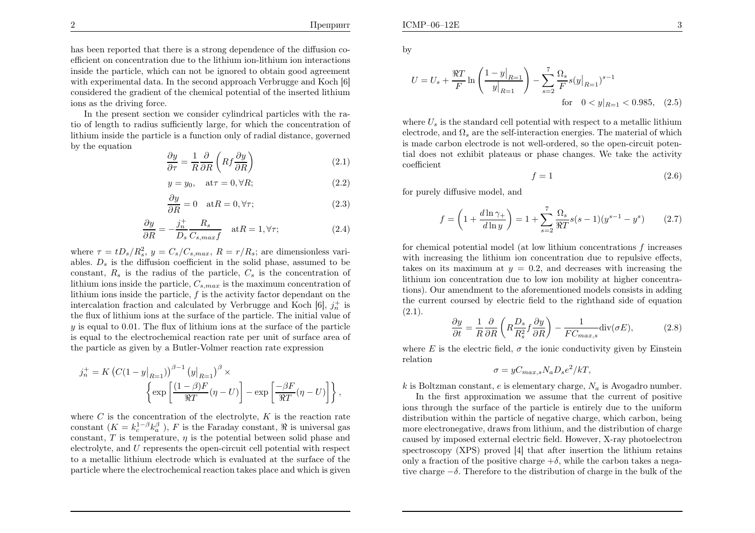has been reported that there is a strong dependence of the diffusion coefficient on concentration due to the lithium ion-lithium ion interactions inside the particle, which can not be ignored to obtain good agreement with experimental data. In the second approach Verbrugge and Koch [6] considered the gradient of the chemical potential of the inserted lithium ions as the driving force.

In the present section we consider cylindrical particles with the ratio of length to radius sufficiently large, for which the concentration of lithium inside the particle is a function only of radial distance, governed by the equation

$$\frac{\partial y}{\partial \tau} = \frac{1}{R}\frac{\partial}{\partial R}\left(Rf\frac{\partial y}{\partial R}\right) \tag{2.1}$$

$$y = y_0, \quad \text{at} \tau = 0, \forall R; \tag{2.2}$$

$$\frac{\partial y}{\partial R} = 0 \quad \text{at} R = 0, \forall \tau; \tag{2.3}$$

$$\frac{\partial y}{\partial R} = -\frac{j_n^+}{D_s}\frac{R_s}{C_{s,max}f} \quad \text{at} R = 1, \forall \tau; \tag{2.4}$$

where $\tau = tD_s/R_s^2$, $y = C_s/C_{s,max}$, $R = r/R_s$; are dimensionless variables. $D_s$ is the diffusion coefficient in the solid phase, assumed to be constant, $R_s$ is the radius of the particle, $C_s$ is the concentration of lithium ions inside the particle, $C_{s,max}$ is the maximum concentration of lithium ions inside the particle, $f$ is the activity factor dependant on the intercalation fraction and calculated by Verbrugge and Koch [6], $j_n^+$ is the flux of lithium ions at the surface of the particle. The initial value of $y$ is equal to 0.01. The flux of lithium ions at the surface of the particle is equal to the electrochemical reaction rate per unit of surface area of the particle as given by a Butler-Volmer reaction rate expression

$$j_n^+ = K\left(C(1-y\big|_{R=1})\right)^{\beta-1}\left(y\big|_{R=1}\right)^{\beta} \times \left\{\exp\left[\frac{(1-\beta)F}{\Re T}(\eta - U)\right] - \exp\left[\frac{-\beta F}{\Re T}(\eta - U)\right]\right\},$$

where $C$ is the concentration of the electrolyte, $K$ is the reaction rate constant ($K = k_c^{1-\beta}k_a^{\beta}$ ), $F$ is the Faraday constant, $\Re$ is universal gas constant, $T$ is temperature, $\eta$ is the potential between solid phase and electrolyte, and $U$ represents the open-circuit cell potential with respect to a metallic lithium electrode which is evaluated at the surface of the particle where the electrochemical reaction takes place and which is given by

$$U = U_s + \frac{\Re T}{F}\ln\left(\frac{1-y\big|_{R=1}}{y\big|_{R=1}}\right) - \sum_{s=2}^{7}\frac{\Omega_s}{F}s(y\big|_{R=1})^{s-1} \quad \text{for} \quad 0 < y|_{R=1} < 0.985, \tag{2.5}$$

where $U_s$ is the standard cell potential with respect to a metallic lithium electrode, and $\Omega_s$ are the self-interaction energies. The material of which is made carbon electrode is not well-ordered, so the open-circuit potential does not exhibit plateaus or phase changes. We take the activity coefficient

$$f = 1 \tag{2.6}$$

for purely diffusive model, and

$$f = \left(1 + \frac{d\ln\gamma_+}{d\ln y}\right) = 1 + \sum_{s=2}^{7}\frac{\Omega_s}{\Re T}s(s-1)(y^{s-1} - y^s) \tag{2.7}$$

for chemical potential model (at low lithium concentrations $f$ increases with increasing the lithium ion concentration due to repulsive effects, takes on its maximum at $y = 0.2$, and decreases with increasing the lithium ion concentration due to low ion mobility at higher concentrations). Our amendment to the aforementioned models consists in adding the current coursed by electric field to the righthand side of equation (2.1).

$$\frac{\partial y}{\partial t} = \frac{1}{R}\frac{\partial}{\partial R}\left(R\frac{D_s}{R_s^2}f\frac{\partial y}{\partial R}\right) - \frac{1}{FC_{max,s}}\text{div}(\sigma E), \tag{2.8}$$

where $E$ is the electric field, $\sigma$ the ionic conductivity given by Einstein relation

$$\sigma = yC_{max,s}N_aD_se^2/kT,$$

$k$ is Boltzman constant, $e$ is elementary charge, $N_a$ is Avogadro number.

In the first approximation we assume that the current of positive ions through the surface of the particle is entirely due to the uniform distribution within the particle of negative charge, which carbon, being more electronegative, draws from lithium, and the distribution of charge caused by imposed external electric field. However, X-ray photoelectron spectroscopy (XPS) proved [4] that after insertion the lithium retains only a fraction of the positive charge $+\delta$, while the carbon takes a negative charge $-\delta$. Therefore to the distribution of charge in the bulk of the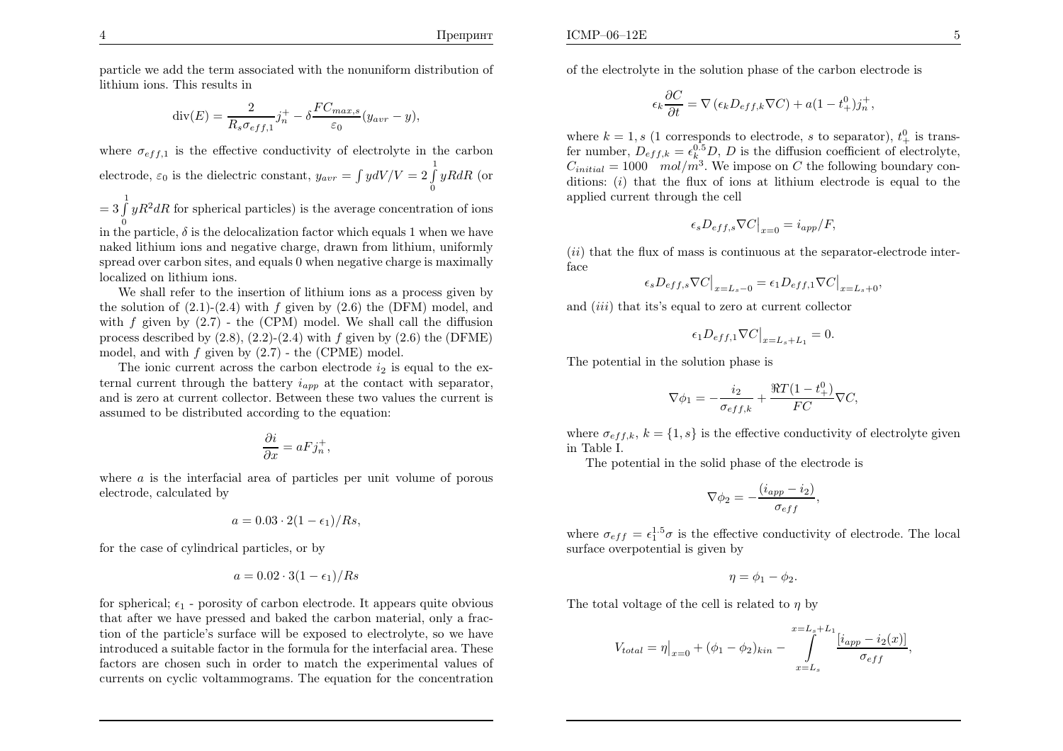particle we add the term associated with the nonuniform distribution of lithium ions. This results in

$$\mathrm{div}(E) = \frac{2}{R_s \sigma_{eff,1}} j_n^+ - \delta \frac{F C_{max,s}}{\varepsilon_0} (y_{avr} - y),$$

where $\sigma_{eff,1}$ is the effective conductivity of electrolyte in the carbon electrode, $\varepsilon_0$ is the dielectric constant, $y_{avr} = \int y dV/V = 2\int_0^1 yRdR$ (or $= 3\int_0^1 yR^2 dR$ for spherical particles) is the average concentration of ions in the particle, $\delta$ is the delocalization factor which equals 1 when we have naked lithium ions and negative charge, drawn from lithium, uniformly spread over carbon sites, and equals 0 when negative charge is maximally localized on lithium ions.

We shall refer to the insertion of lithium ions as a process given by the solution of (2.1)-(2.4) with $f$ given by (2.6) the (DFM) model, and with $f$ given by (2.7) - the (CPM) model. We shall call the diffusion process described by (2.8), (2.2)-(2.4) with $f$ given by (2.6) the (DFME) model, and with $f$ given by (2.7) - the (CPME) model.

The ionic current across the carbon electrode $i_2$ is equal to the external current through the battery $i_{app}$ at the contact with separator, and is zero at current collector. Between these two values the current is assumed to be distributed according to the equation:

$$\frac{\partial i}{\partial x} = aFj_n^+,$$

where $a$ is the interfacial area of particles per unit volume of porous electrode, calculated by

$$a = 0.03 \cdot 2(1 - \epsilon_1)/Rs,$$

for the case of cylindrical particles, or by

$$a = 0.02 \cdot 3(1 - \epsilon_1)/Rs$$

for spherical; $\epsilon_1$ - porosity of carbon electrode. It appears quite obvious that after we have pressed and baked the carbon material, only a fraction of the particle's surface will be exposed to electrolyte, so we have introduced a suitable factor in the formula for the interfacial area. These factors are chosen such in order to match the experimental values of currents on cyclic voltammograms. The equation for the concentration of the electrolyte in the solution phase of the carbon electrode is

$$\epsilon_k \frac{\partial C}{\partial t} = \nabla\left(\epsilon_k D_{eff,k} \nabla C\right) + a(1 - t_+^0) j_n^+,$$

where $k = 1, s$ (1 corresponds to electrode, $s$ to separator), $t_+^0$ is transfer number, $D_{eff,k} = \epsilon_k^{0.5} D$, $D$ is the diffusion coefficient of electrolyte, $C_{initial} = 1000 \quad mol/m^3$. We impose on $C$ the following boundary conditions: $(i)$ that the flux of ions at lithium electrode is equal to the applied current through the cell

$$\epsilon_s D_{eff,s} \nabla C\big|_{x=0} = i_{app}/F,$$

$(ii)$ that the flux of mass is continuous at the separator-electrode interface

$$\epsilon_s D_{eff,s} \nabla C\big|_{x=L_s-0} = \epsilon_1 D_{eff,1} \nabla C\big|_{x=L_s+0},$$

and $(iii)$ that its's equal to zero at current collector

$$\epsilon_1 D_{eff,1} \nabla C\big|_{x=L_s+L_1} = 0.$$

The potential in the solution phase is

$$\nabla \phi_1 = -\frac{i_2}{\sigma_{eff,k}} + \frac{\Re T(1 - t_+^0)}{FC} \nabla C,$$

where $\sigma_{eff,k}$, $k = \{1, s\}$ is the effective conductivity of electrolyte given in Table I.

The potential in the solid phase of the electrode is

$$\nabla \phi_2 = -\frac{(i_{app} - i_2)}{\sigma_{eff}},$$

where $\sigma_{eff} = \epsilon_1^{1.5} \sigma$ is the effective conductivity of electrode. The local surface overpotential is given by

$$\eta = \phi_1 - \phi_2.$$

The total voltage of the cell is related to $\eta$ by

$$V_{total} = \eta\big|_{x=0} + (\phi_1 - \phi_2)_{kin} - \int_{x=L_s}^{x=L_s+L_1} \frac{[i_{app} - i_2(x)]}{\sigma_{eff}},$$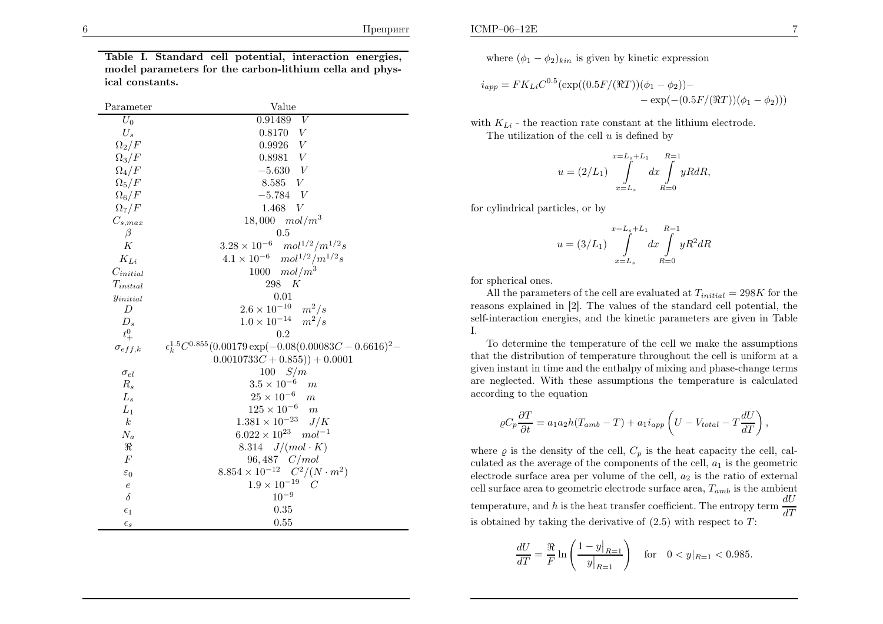**Table I. Standard cell potential, interaction energies, model parameters for the carbon-lithium cella and physical constants.**

| Parameter | Value |
|---|---|
| $U_0$ | $0.91489 \quad V$ |
| $U_s$ | $0.8170 \quad V$ |
| $\Omega_2/F$ | $0.9926 \quad V$ |
| $\Omega_3/F$ | $0.8981 \quad V$ |
| $\Omega_4/F$ | $-5.630 \quad V$ |
| $\Omega_5/F$ | $8.585 \quad V$ |
| $\Omega_6/F$ | $-5.784 \quad V$ |
| $\Omega_7/F$ | $1.468 \quad V$ |
| $C_{s,max}$ | $18,000 \quad mol/m^3$ |
| $\beta$ | $0.5$ |
| $K$ | $3.28 \times 10^{-6} \quad mol^{1/2}/m^{1/2}s$ |
| $K_{Li}$ | $4.1 \times 10^{-6} \quad mol^{1/2}/m^{1/2}s$ |
| $C_{initial}$ | $1000 \quad mol/m^3$ |
| $T_{initial}$ | $298 \quad K$ |
| $y_{initial}$ | $0.01$ |
| $D$ | $2.6 \times 10^{-10} \quad m^2/s$ |
| $D_s$ | $1.0 \times 10^{-14} \quad m^2/s$ |
| $t_+^0$ | $0.2$ |
| $\sigma_{eff,k}$ | $\epsilon_k^{1.5} C^{0.855} (0.00179 \exp(-0.08(0.00083C - 0.6616)^2 - 0.0010733C + 0.855)) + 0.0001$ |
| $\sigma_{el}$ | $100 \quad S/m$ |
| $R_s$ | $3.5 \times 10^{-6} \quad m$ |
| $L_s$ | $25 \times 10^{-6} \quad m$ |
| $L_1$ | $125 \times 10^{-6} \quad m$ |
| $k$ | $1.381 \times 10^{-23} \quad J/K$ |
| $N_a$ | $6.022 \times 10^{23} \quad mol^{-1}$ |
| $\Re$ | $8.314 \quad J/(mol \cdot K)$ |
| $F$ | $96,487 \quad C/mol$ |
| $\varepsilon_0$ | $8.854 \times 10^{-12} \quad C^2/(N \cdot m^2)$ |
| $e$ | $1.9 \times 10^{-19} \quad C$ |
| $\delta$ | $10^{-9}$ |
| $\epsilon_1$ | $0.35$ |
| $\epsilon_s$ | $0.55$ |

where $(\phi_1 - \phi_2)_{kin}$ is given by kinetic expression

$$i_{app} = F K_{Li} C^{0.5} (\exp((0.5F/(\Re T))(\phi_1 - \phi_2)) - \exp(-(0.5F/(\Re T))(\phi_1 - \phi_2)))$$

with $K_{Li}$ - the reaction rate constant at the lithium electrode.

The utilization of the cell $u$ is defined by

$$u = (2/L_1) \int_{x=L_s}^{x=L_s+L_1} dx \int_{R=0}^{R=1} yRdR,$$

for cylindrical particles, or by

$$u = (3/L_1) \int_{x=L_s}^{x=L_s+L_1} dx \int_{R=0}^{R=1} yR^2dR$$

for spherical ones.

All the parameters of the cell are evaluated at $T_{initial} = 298K$ for the reasons explained in [2]. The values of the standard cell potential, the self-interaction energies, and the kinetic parameters are given in Table I.

To determine the temperature of the cell we make the assumptions that the distribution of temperature throughout the cell is uniform at a given instant in time and the enthalpy of mixing and phase-change terms are neglected. With these assumptions the temperature is calculated according to the equation

$$\varrho C_p \frac{\partial T}{\partial t} = a_1 a_2 h (T_{amb} - T) + a_1 i_{app} \left( U - V_{total} - T \frac{dU}{dT} \right),$$

where $\varrho$ is the density of the cell, $C_p$ is the heat capacity the cell, calculated as the average of the components of the cell, $a_1$ is the geometric electrode surface area per volume of the cell, $a_2$ is the ratio of external cell surface area to geometric electrode surface area, $T_{amb}$ is the ambient temperature, and $h$ is the heat transfer coefficient. The entropy term $\frac{dU}{dT}$ is obtained by taking the derivative of (2.5) with respect to $T$:

$$\frac{dU}{dT} = \frac{\Re}{F} \ln \left( \frac{1 - y\big|_{R=1}}{y\big|_{R=1}} \right) \quad \text{for} \quad 0 < y|_{R=1} < 0.985.$$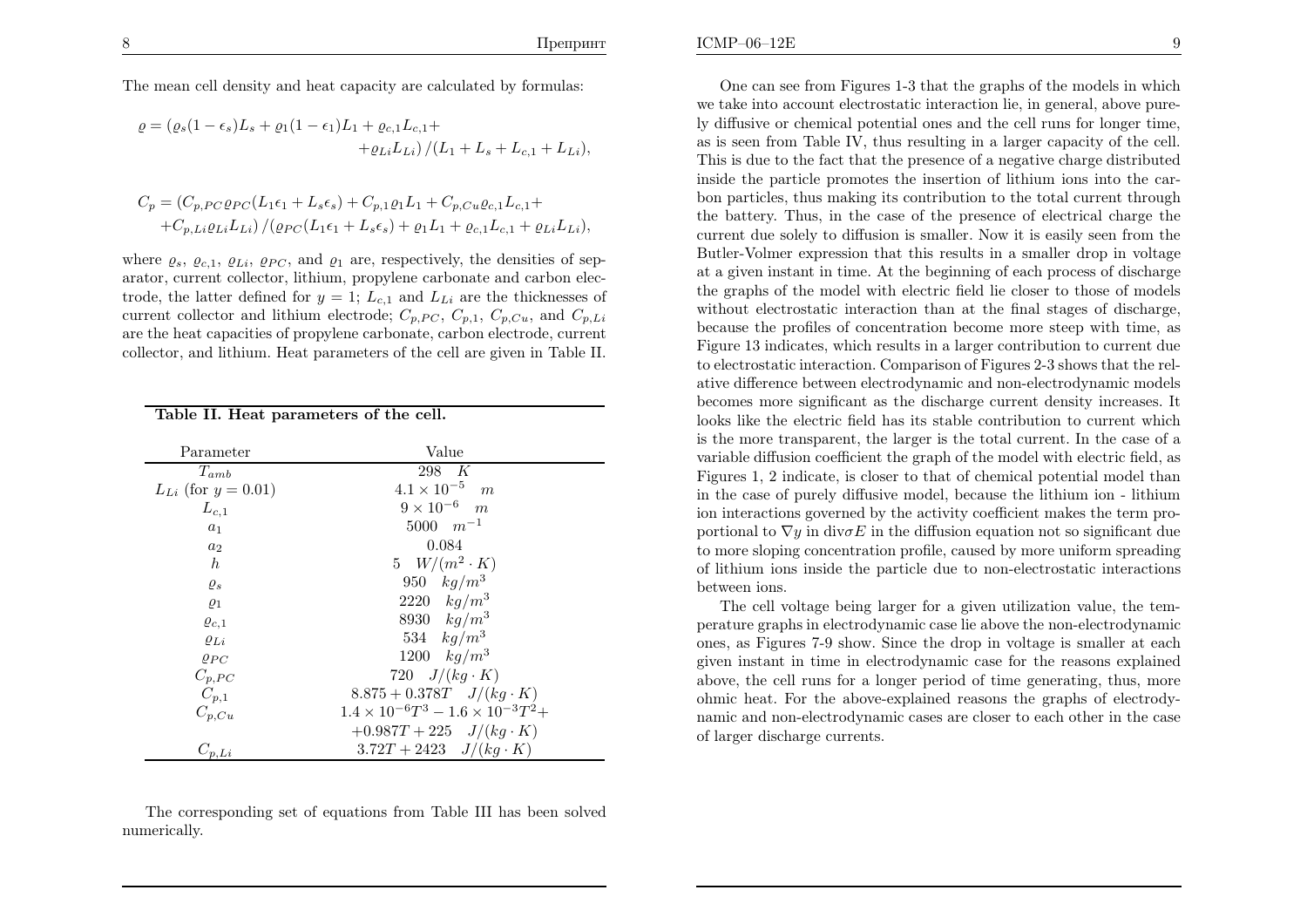The mean cell density and heat capacity are calculated by formulas:

$$\varrho = (\varrho_s(1-\epsilon_s)L_s + \varrho_1(1-\epsilon_1)L_1 + \varrho_{c,1}L_{c,1} + \varrho_{Li}L_{Li})/(L_1 + L_s + L_{c,1} + L_{Li}),$$

$$C_p = (C_{p,PC}\varrho_{PC}(L_1\epsilon_1 + L_s\epsilon_s) + C_{p,1}\varrho_1 L_1 + C_{p,Cu}\varrho_{c,1}L_{c,1} + C_{p,Li}\varrho_{Li}L_{Li})/(\varrho_{PC}(L_1\epsilon_1 + L_s\epsilon_s) + \varrho_1 L_1 + \varrho_{c,1}L_{c,1} + \varrho_{Li}L_{Li}),$$

where $\varrho_s$, $\varrho_{c,1}$, $\varrho_{Li}$, $\varrho_{PC}$, and $\varrho_1$ are, respectively, the densities of separator, current collector, lithium, propylene carbonate and carbon electrode, the latter defined for $y = 1$; $L_{c,1}$ and $L_{Li}$ are the thicknesses of current collector and lithium electrode; $C_{p,PC}$, $C_{p,1}$, $C_{p,Cu}$, and $C_{p,Li}$ are the heat capacities of propylene carbonate, carbon electrode, current collector, and lithium. Heat parameters of the cell are given in Table II.

**Table II. Heat parameters of the cell.**

| Parameter | Value |
|---|---|
| $T_{amb}$ | $298 \quad K$ |
| $L_{Li}$ (for $y = 0.01$) | $4.1 \times 10^{-5} \quad m$ |
| $L_{c,1}$ | $9 \times 10^{-6} \quad m$ |
| $a_1$ | $5000 \quad m^{-1}$ |
| $a_2$ | $0.084$ |
| $h$ | $5 \quad W/(m^2 \cdot K)$ |
| $\varrho_s$ | $950 \quad kg/m^3$ |
| $\varrho_1$ | $2220 \quad kg/m^3$ |
| $\varrho_{c,1}$ | $8930 \quad kg/m^3$ |
| $\varrho_{Li}$ | $534 \quad kg/m^3$ |
| $\varrho_{PC}$ | $1200 \quad kg/m^3$ |
| $C_{p,PC}$ | $720 \quad J/(kg \cdot K)$ |
| $C_{p,1}$ | $8.875 + 0.378T \quad J/(kg \cdot K)$ |
| $C_{p,Cu}$ | $1.4 \times 10^{-6}T^3 - 1.6 \times 10^{-3}T^2 + 0.987T + 225 \quad J/(kg \cdot K)$ |
| $C_{p,Li}$ | $3.72T + 2423 \quad J/(kg \cdot K)$ |

The corresponding set of equations from Table III has been solved numerically.

One can see from Figures 1-3 that the graphs of the models in which we take into account electrostatic interaction lie, in general, above purely diffusive or chemical potential ones and the cell runs for longer time, as is seen from Table IV, thus resulting in a larger capacity of the cell. This is due to the fact that the presence of a negative charge distributed inside the particle promotes the insertion of lithium ions into the carbon particles, thus making its contribution to the total current through the battery. Thus, in the case of the presence of electrical charge the current due solely to diffusion is smaller. Now it is easily seen from the Butler-Volmer expression that this results in a smaller drop in voltage at a given instant in time. At the beginning of each process of discharge the graphs of the model with electric field lie closer to those of models without electrostatic interaction than at the final stages of discharge, because the profiles of concentration become more steep with time, as Figure 13 indicates, which results in a larger contribution to current due to electrostatic interaction. Comparison of Figures 2-3 shows that the relative difference between electrodynamic and non-electrodynamic models becomes more significant as the discharge current density increases. It looks like the electric field has its stable contribution to current which is the more transparent, the larger is the total current. In the case of a variable diffusion coefficient the graph of the model with electric field, as Figures 1, 2 indicate, is closer to that of chemical potential model than in the case of purely diffusive model, because the lithium ion - lithium ion interactions governed by the activity coefficient makes the term proportional to $\nabla y$ in $\mathrm{div}\sigma E$ in the diffusion equation not so significant due to more sloping concentration profile, caused by more uniform spreading of lithium ions inside the particle due to non-electrostatic interactions between ions.

The cell voltage being larger for a given utilization value, the temperature graphs in electrodynamic case lie above the non-electrodynamic ones, as Figures 7-9 show. Since the drop in voltage is smaller at each given instant in time in electrodynamic case for the reasons explained above, the cell runs for a longer period of time generating, thus, more ohmic heat. For the above-explained reasons the graphs of electrodynamic and non-electrodynamic cases are closer to each other in the case of larger discharge currents.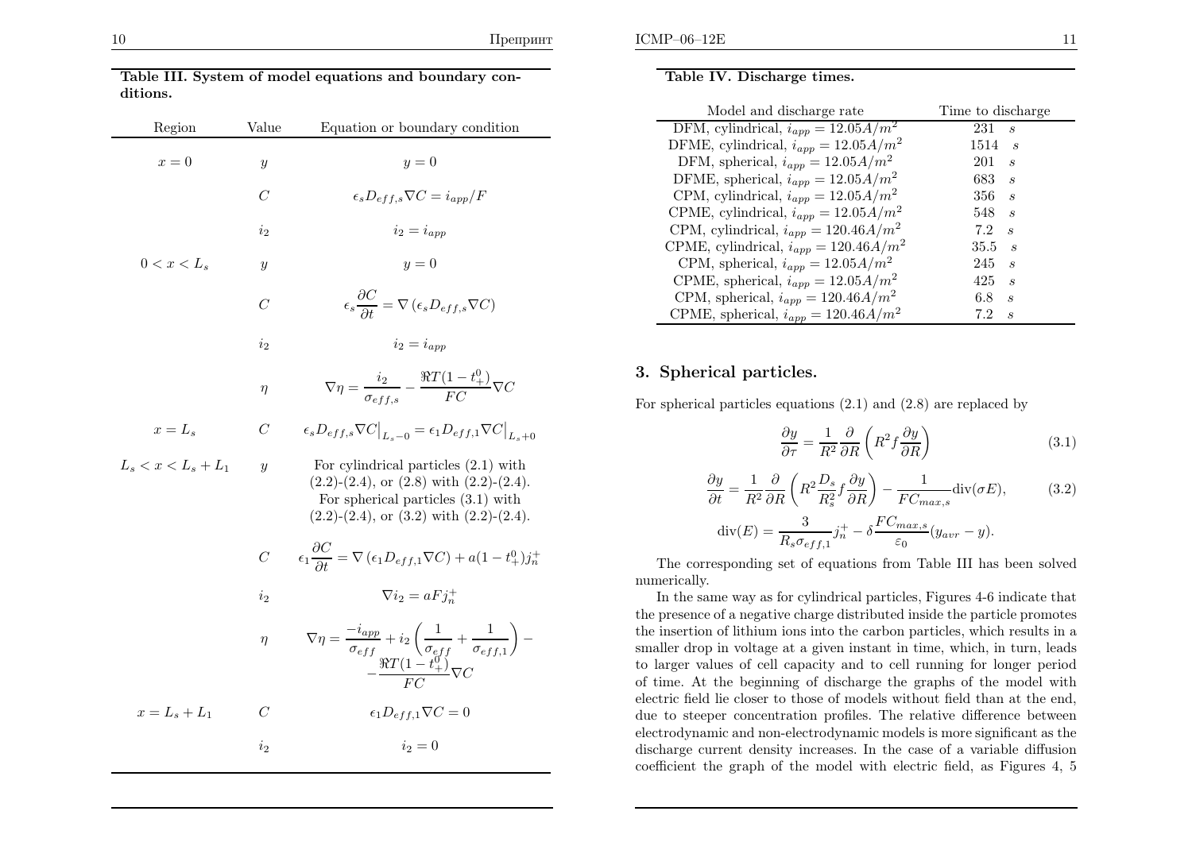**Table III. System of model equations and boundary conditions.**

| Region | Value | Equation or boundary condition |
|---|---|---|
| $x = 0$ | $y$ | $y = 0$ |
| | $C$ | $\epsilon_s D_{eff,s} \nabla C = i_{app}/F$ |
| | $i_2$ | $i_2 = i_{app}$ |
| $0 < x < L_s$ | $y$ | $y = 0$ |
| | $C$ | $\epsilon_s \dfrac{\partial C}{\partial t} = \nabla \left( \epsilon_s D_{eff,s} \nabla C \right)$ |
| | $i_2$ | $i_2 = i_{app}$ |
| | $\eta$ | $\nabla \eta = \dfrac{i_2}{\sigma_{eff,s}} - \dfrac{\Re T(1-t_+^0)}{FC} \nabla C$ |
| $x = L_s$ | $C$ | $\epsilon_s D_{eff,s} \nabla C \big\vert_{L_s - 0} = \epsilon_1 D_{eff,1} \nabla C \big\vert_{L_s + 0}$ |
| $L_s < x < L_s + L_1$ | $y$ | For cylindrical particles (2.1) with (2.2)-(2.4), or (2.8) with (2.2)-(2.4). For spherical particles (3.1) with (2.2)-(2.4), or (3.2) with (2.2)-(2.4). |
| | $C$ | $\epsilon_1 \dfrac{\partial C}{\partial t} = \nabla \left( \epsilon_1 D_{eff,1} \nabla C \right) + a(1-t_+^0) j_n^+$ |
| | $i_2$ | $\nabla i_2 = aF j_n^+$ |
| | $\eta$ | $\nabla \eta = \dfrac{-i_{app}}{\sigma_{eff}} + i_2 \left( \dfrac{1}{\sigma_{eff}} + \dfrac{1}{\sigma_{eff,1}} \right) - \dfrac{\Re T(1-t_+^0)}{FC} \nabla C$ |
| $x = L_s + L_1$ | $C$ | $\epsilon_1 D_{eff,1} \nabla C = 0$ |
| | $i_2$ | $i_2 = 0$ |

**Table IV. Discharge times.**

| Model and discharge rate | Time to discharge |
|---|---|
| DFM, cylindrical, $i_{app} = 12.05 A/m^2$ | 231 $s$ |
| DFME, cylindrical, $i_{app} = 12.05 A/m^2$ | 1514 $s$ |
| DFM, spherical, $i_{app} = 12.05 A/m^2$ | 201 $s$ |
| DFME, spherical, $i_{app} = 12.05 A/m^2$ | 683 $s$ |
| CPM, cylindrical, $i_{app} = 12.05 A/m^2$ | 356 $s$ |
| CPME, cylindrical, $i_{app} = 12.05 A/m^2$ | 548 $s$ |
| CPM, cylindrical, $i_{app} = 120.46 A/m^2$ | 7.2 $s$ |
| CPME, cylindrical, $i_{app} = 120.46 A/m^2$ | 35.5 $s$ |
| CPM, spherical, $i_{app} = 12.05 A/m^2$ | 245 $s$ |
| CPME, spherical, $i_{app} = 12.05 A/m^2$ | 425 $s$ |
| CPM, spherical, $i_{app} = 120.46 A/m^2$ | 6.8 $s$ |
| CPME, spherical, $i_{app} = 120.46 A/m^2$ | 7.2 $s$ |

## 3. Spherical particles.

For spherical particles equations (2.1) and (2.8) are replaced by

$$\frac{\partial y}{\partial \tau} = \frac{1}{R^2} \frac{\partial}{\partial R} \left( R^2 f \frac{\partial y}{\partial R} \right) \tag{3.1}$$

$$\frac{\partial y}{\partial t} = \frac{1}{R^2} \frac{\partial}{\partial R} \left( R^2 \frac{D_s}{R_s^2} f \frac{\partial y}{\partial R} \right) - \frac{1}{FC_{max,s}} \mathrm{div}(\sigma E), \tag{3.2}$$

$$\mathrm{div}(E) = \frac{3}{R_s \sigma_{eff,1}} j_n^+ - \delta \frac{FC_{max,s}}{\varepsilon_0} (y_{avr} - y).$$

The corresponding set of equations from Table III has been solved numerically.

In the same way as for cylindrical particles, Figures 4-6 indicate that the presence of a negative charge distributed inside the particle promotes the insertion of lithium ions into the carbon particles, which results in a smaller drop in voltage at a given instant in time, which, in turn, leads to larger values of cell capacity and to cell running for longer period of time. At the beginning of discharge the graphs of the model with electric field lie closer to those of models without field than at the end, due to steeper concentration profiles. The relative difference between electrodynamic and non-electrodynamic models is more significant as the discharge current density increases. In the case of a variable diffusion coefficient the graph of the model with electric field, as Figures 4, 5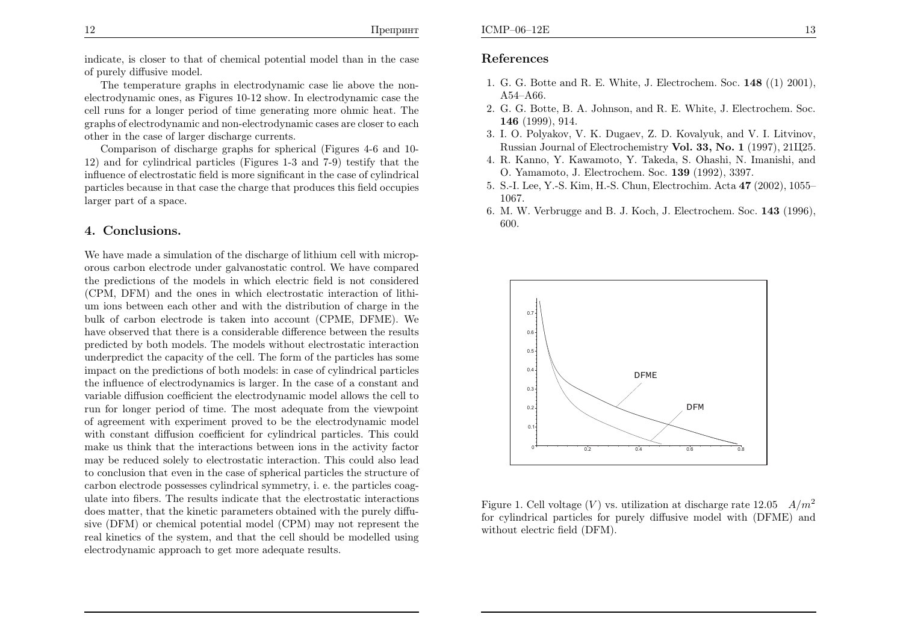indicate, is closer to that of chemical potential model than in the case of purely diffusive model.

The temperature graphs in electrodynamic case lie above the non-electrodynamic ones, as Figures 10-12 show. In electrodynamic case the cell runs for a longer period of time generating more ohmic heat. The graphs of electrodynamic and non-electrodynamic cases are closer to each other in the case of larger discharge currents.

Comparison of discharge graphs for spherical (Figures 4-6 and 10-12) and for cylindrical particles (Figures 1-3 and 7-9) testify that the influence of electrostatic field is more significant in the case of cylindrical particles because in that case the charge that produces this field occupies larger part of a space.

## 4. Conclusions.

We have made a simulation of the discharge of lithium cell with microporous carbon electrode under galvanostatic control. We have compared the predictions of the models in which electric field is not considered (CPM, DFM) and the ones in which electrostatic interaction of lithium ions between each other and with the distribution of charge in the bulk of carbon electrode is taken into account (CPME, DFME). We have observed that there is a considerable difference between the results predicted by both models. The models without electrostatic interaction underpredict the capacity of the cell. The form of the particles has some impact on the predictions of both models: in case of cylindrical particles the influence of electrodynamics is larger. In the case of a constant and variable diffusion coefficient the electrodynamic model allows the cell to run for longer period of time. The most adequate from the viewpoint of agreement with experiment proved to be the electrodynamic model with constant diffusion coefficient for cylindrical particles. This could make us think that the interactions between ions in the activity factor may be reduced solely to electrostatic interaction. This could also lead to conclusion that even in the case of spherical particles the structure of carbon electrode possesses cylindrical symmetry, i. e. the particles coagulate into fibers. The results indicate that the electrostatic interactions does matter, that the kinetic parameters obtained with the purely diffusive (DFM) or chemical potential model (CPM) may not represent the real kinetics of the system, and that the cell should be modelled using electrodynamic approach to get more adequate results.

## References

1. G. G. Botte and R. E. White, J. Electrochem. Soc. **148** ((1) 2001), A54–A66.
2. G. G. Botte, B. A. Johnson, and R. E. White, J. Electrochem. Soc. **146** (1999), 914.
3. I. O. Polyakov, V. K. Dugaev, Z. D. Kovalyuk, and V. I. Litvinov, Russian Journal of Electrochemistry **Vol. 33, No. 1** (1997), 21Ц25.
4. R. Kanno, Y. Kawamoto, Y. Takeda, S. Ohashi, N. Imanishi, and O. Yamamoto, J. Electrochem. Soc. **139** (1992), 3397.
5. S.-I. Lee, Y.-S. Kim, H.-S. Chun, Electrochim. Acta **47** (2002), 1055–1067.
6. M. W. Verbrugge and B. J. Koch, J. Electrochem. Soc. **143** (1996), 600.

Figure 1. Cell voltage ($V$) vs. utilization at discharge rate 12.05 $A/m^2$ for cylindrical particles for purely diffusive model with (DFME) and without electric field (DFM).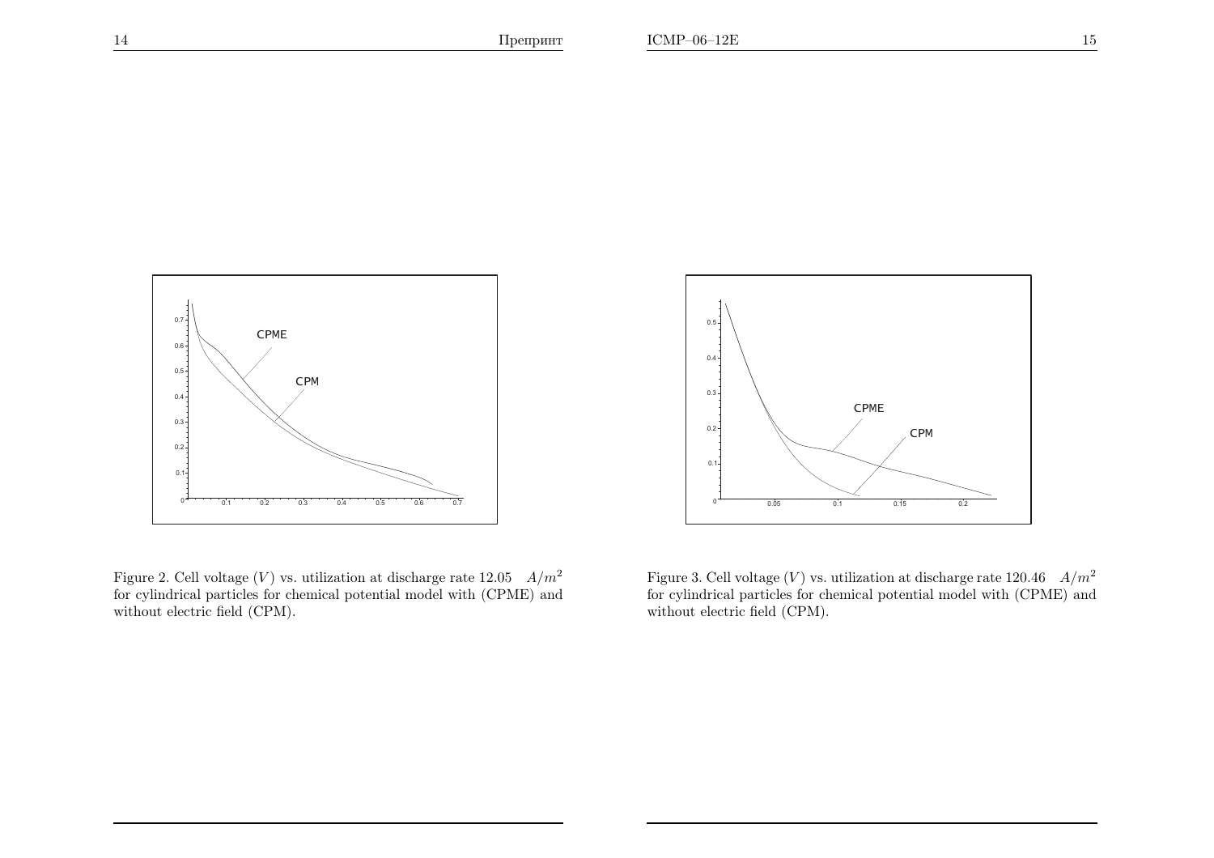Figure 2. Cell voltage ($V$) vs. utilization at discharge rate 12.05 $A/m^2$ for cylindrical particles for chemical potential model with (CPME) and without electric field (CPM).

Figure 3. Cell voltage ($V$) vs. utilization at discharge rate 120.46 $A/m^2$ for cylindrical particles for chemical potential model with (CPME) and without electric field (CPM).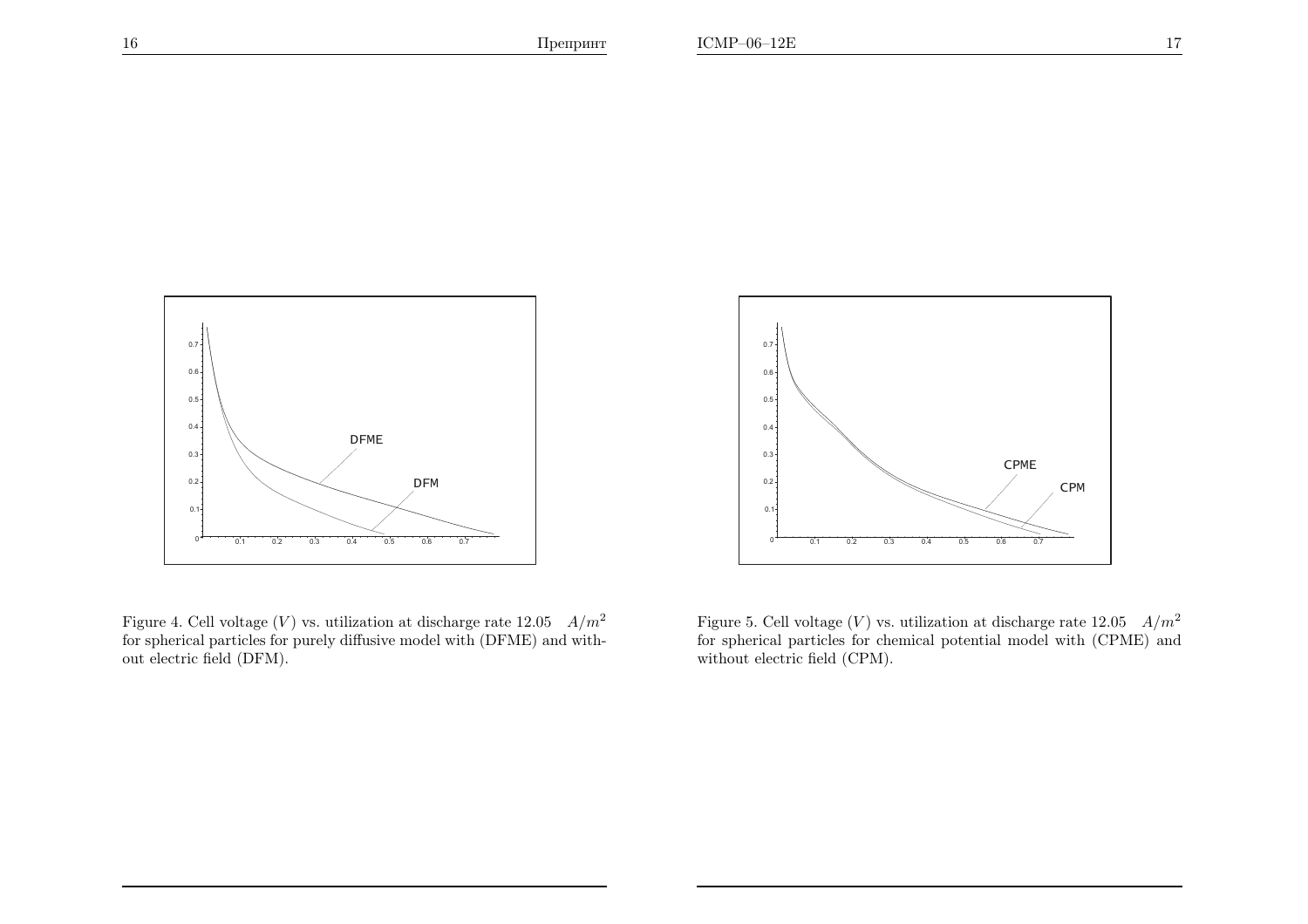Figure 4. Cell voltage ($V$) vs. utilization at discharge rate 12.05 $A/m^2$ for spherical particles for purely diffusive model with (DFME) and without electric field (DFM).

Figure 5. Cell voltage ($V$) vs. utilization at discharge rate 12.05 $A/m^2$ for spherical particles for chemical potential model with (CPME) and without electric field (CPM).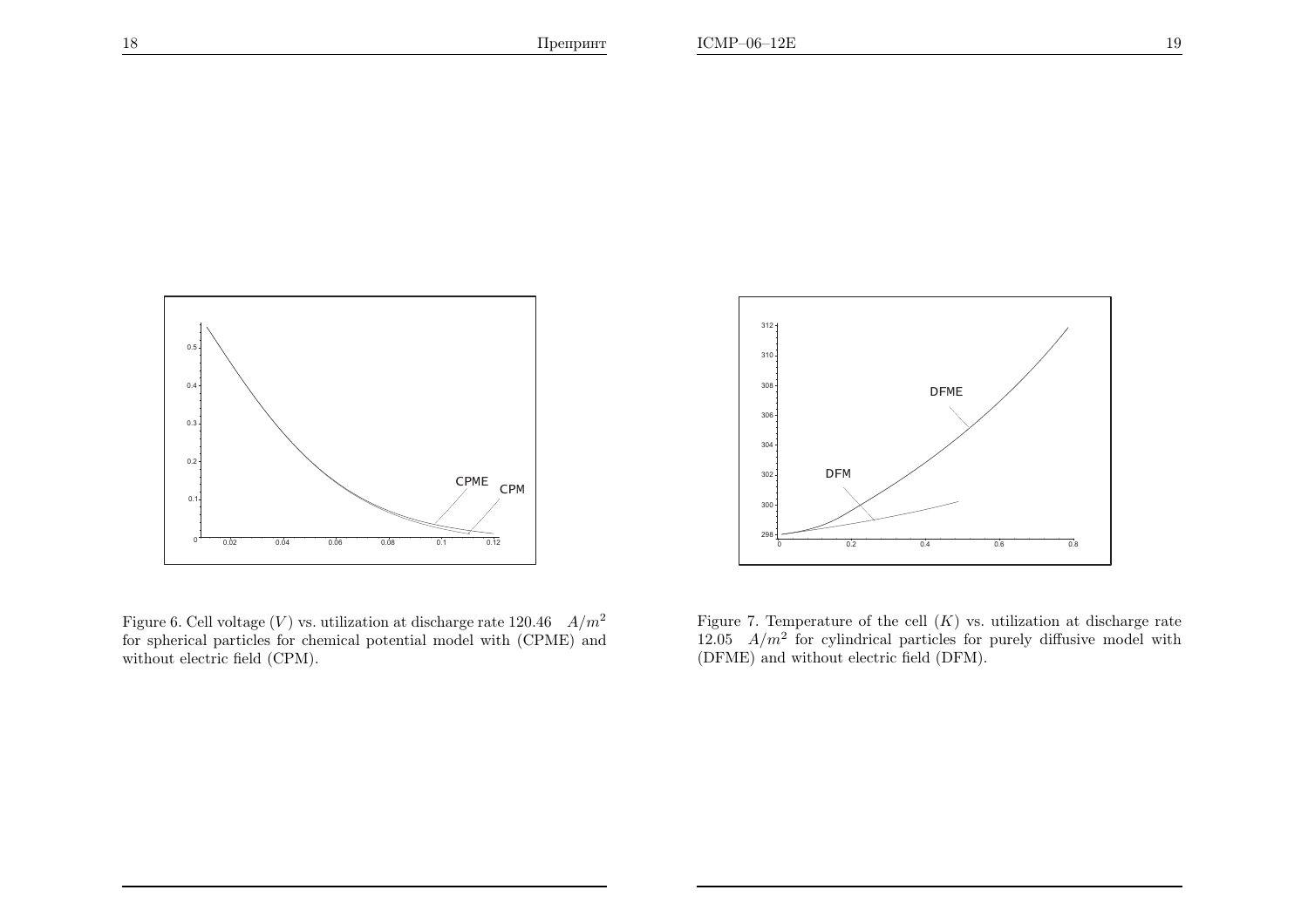Figure 6. Cell voltage ($V$) vs. utilization at discharge rate 120.46 $A/m^2$ for spherical particles for chemical potential model with (CPME) and without electric field (CPM).

Figure 7. Temperature of the cell ($K$) vs. utilization at discharge rate 12.05 $A/m^2$ for cylindrical particles for purely diffusive model with (DFME) and without electric field (DFM).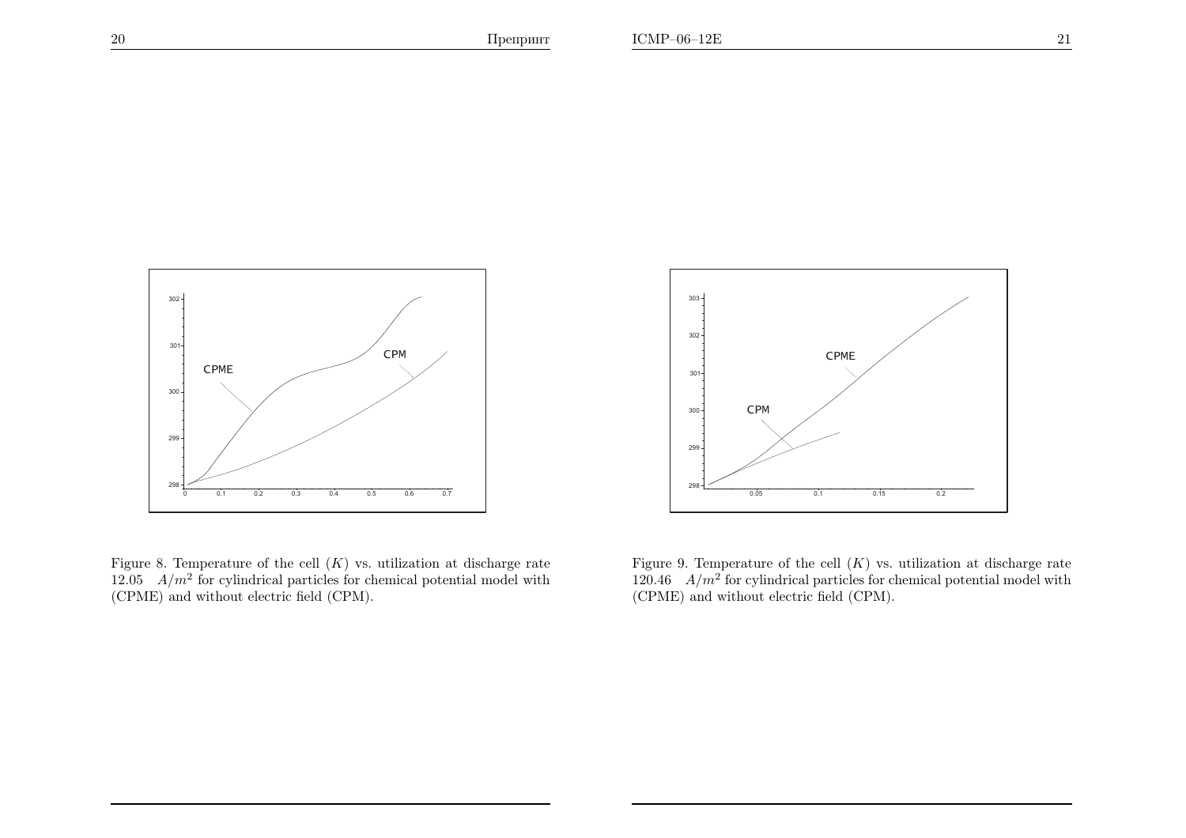Figure 8. Temperature of the cell ($K$) vs. utilization at discharge rate 12.05 $A/m^2$ for cylindrical particles for chemical potential model with (CPME) and without electric field (CPM).

Figure 9. Temperature of the cell ($K$) vs. utilization at discharge rate 120.46 $A/m^2$ for cylindrical particles for chemical potential model with (CPME) and without electric field (CPM).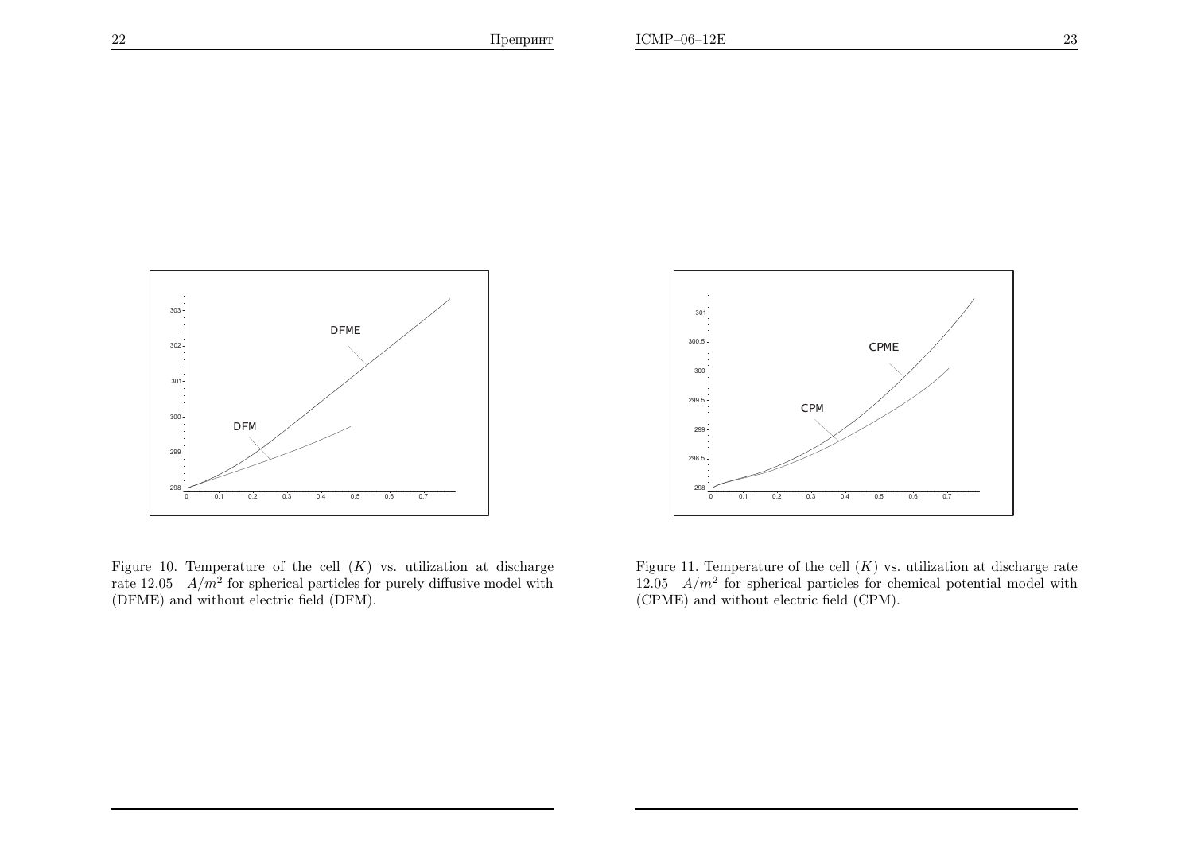Figure 10. Temperature of the cell $(K)$ vs. utilization at discharge rate 12.05 $A/m^2$ for spherical particles for purely diffusive model with (DFME) and without electric field (DFM).

Figure 11. Temperature of the cell $(K)$ vs. utilization at discharge rate 12.05 $A/m^2$ for spherical particles for chemical potential model with (CPME) and without electric field (CPM).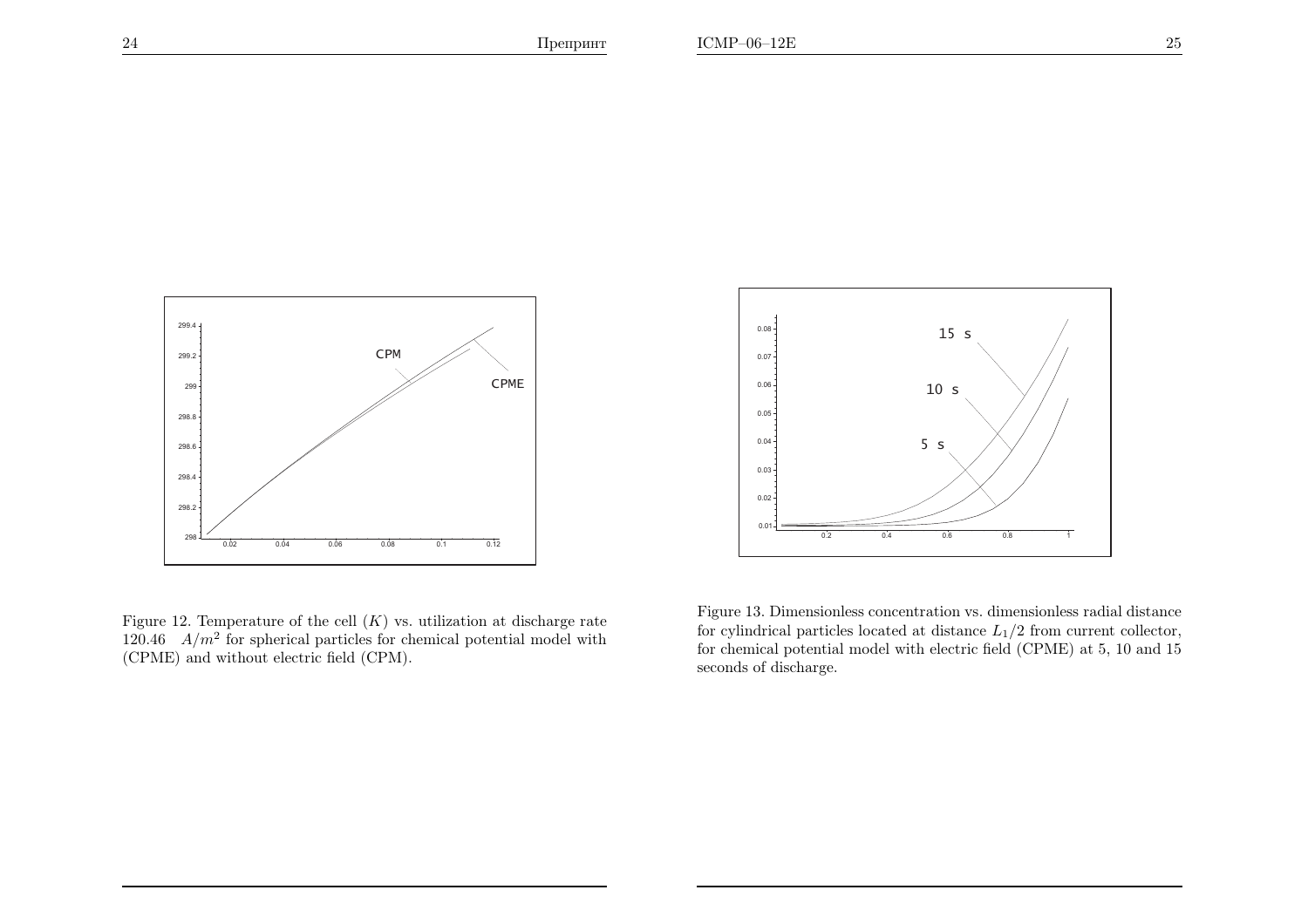299.4

299.2

299

298.8

298.6

298.4

298.2

298

0.02 0.04 0.06 0.08 0.1 0.12

CPM

CPME

Figure 12. Temperature of the cell ($K$) vs. utilization at discharge rate 120.46 $A/m^2$ for spherical particles for chemical potential model with (CPME) and without electric field (CPM).

0.08

0.07

0.06

0.05

0.04

0.03

0.02

0.01

0.2 0.4 0.6 0.8 1

15 s

10 s

5 s

Figure 13. Dimensionless concentration vs. dimensionless radial distance for cylindrical particles located at distance $L_1/2$ from current collector, for chemical potential model with electric field (CPME) at 5, 10 and 15 seconds of discharge.